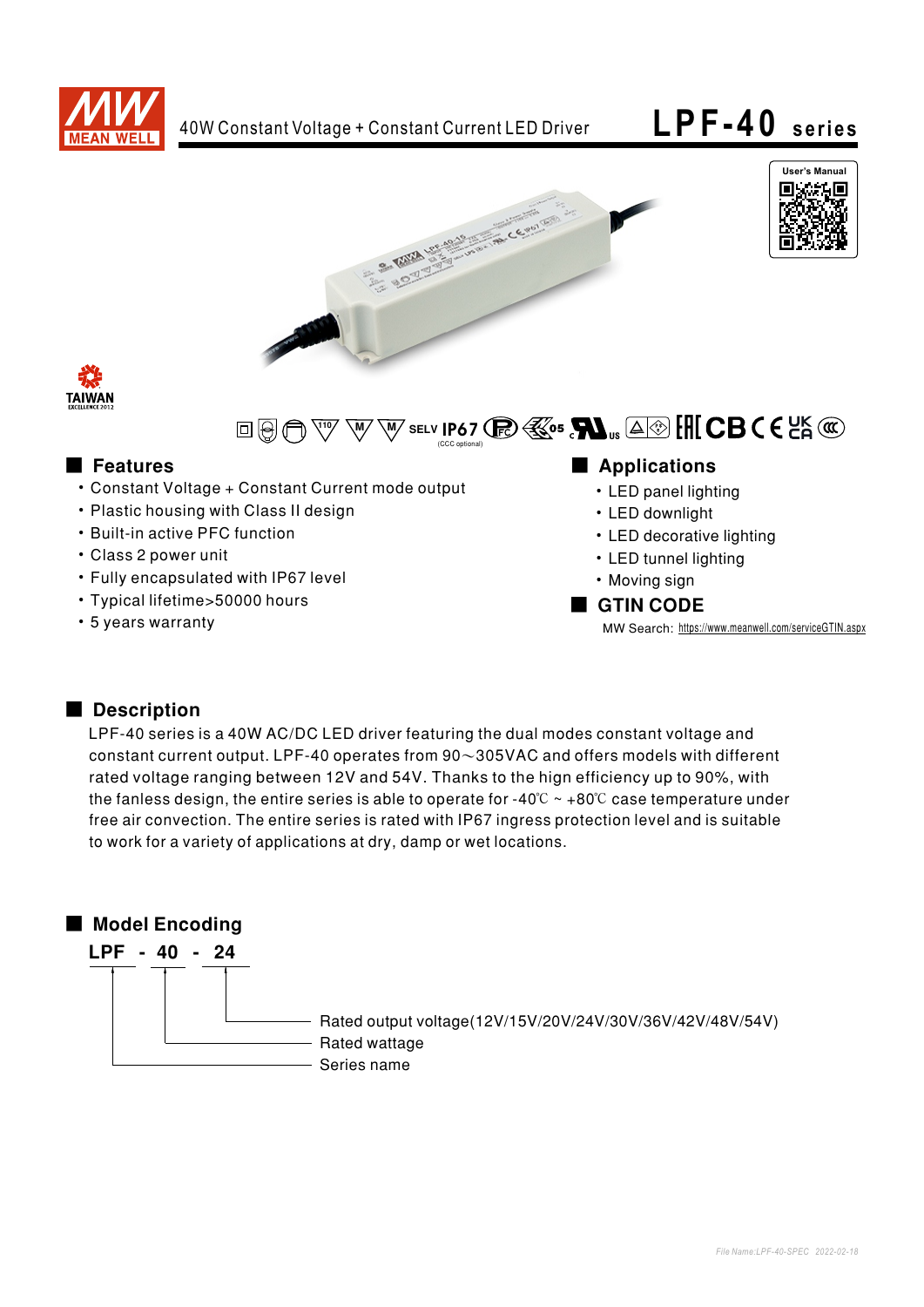# 40W Constant Voltage + Constant Current LED Driver — LPF-40 series

User's Manual

SELV IP67 (CCC optional)

## Features

- Constant Voltage + Constant Current mode output
- Plastic housing with Class II design
- Built-in active PFC function
- Class 2 power unit
- Fully encapsulated with IP67 level
- Typical lifetime>50000 hours
- 5 years warranty

## Applications

- LED panel lighting
- LED downlight
- LED decorative lighting
- LED tunnel lighting
- Moving sign

## GTIN CODE

MW Search: https://www.meanwell.com/serviceGTIN.aspx

## Description

LPF-40 series is a 40W AC/DC LED driver featuring the dual modes constant voltage and constant current output. LPF-40 operates from 90～305VAC and offers models with different rated voltage ranging between 12V and 54V. Thanks to the hign efficiency up to 90%, with the fanless design, the entire series is able to operate for -40℃ ~ +80℃ case temperature under free air convection. The entire series is rated with IP67 ingress protection level and is suitable to work for a variety of applications at dry, damp or wet locations.

## Model Encoding

**LPF - 40 - 24**

- 24: Rated output voltage(12V/15V/20V/24V/30V/36V/42V/48V/54V)
- 40: Rated wattage
- LPF: Series name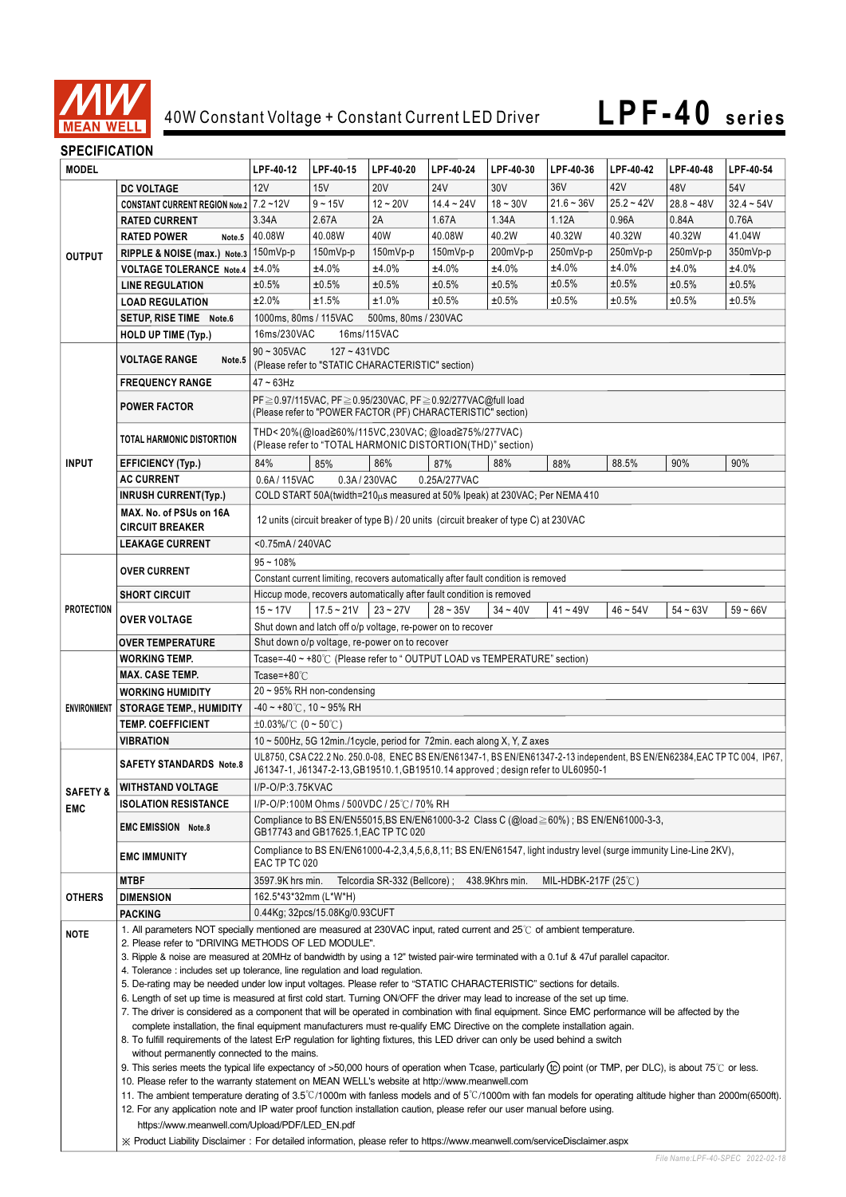# 40W Constant Voltage + Constant Current LED Driver **LPF-40 series**

## SPECIFICATION

| MODEL | | LPF-40-12 | LPF-40-15 | LPF-40-20 | LPF-40-24 | LPF-40-30 | LPF-40-36 | LPF-40-42 | LPF-40-48 | LPF-40-54 |
|---|---|---|---|---|---|---|---|---|---|---|
| OUTPUT | DC VOLTAGE | 12V | 15V | 20V | 24V | 30V | 36V | 42V | 48V | 54V |
| | CONSTANT CURRENT REGION Note.2 | 7.2 ~12V | 9 ~ 15V | 12 ~ 20V | 14.4 ~ 24V | 18 ~ 30V | 21.6 ~ 36V | 25.2 ~ 42V | 28.8 ~ 48V | 32.4 ~ 54V |
| | RATED CURRENT | 3.34A | 2.67A | 2A | 1.67A | 1.34A | 1.12A | 0.96A | 0.84A | 0.76A |
| | RATED POWER Note.5 | 40.08W | 40.08W | 40W | 40.08W | 40.2W | 40.32W | 40.32W | 40.32W | 41.04W |
| | RIPPLE & NOISE (max.) Note.3 | 150mVp-p | 150mVp-p | 150mVp-p | 150mVp-p | 200mVp-p | 250mVp-p | 250mVp-p | 250mVp-p | 350mVp-p |
| | VOLTAGE TOLERANCE Note.4 | ±4.0% | ±4.0% | ±4.0% | ±4.0% | ±4.0% | ±4.0% | ±4.0% | ±4.0% | ±4.0% |
| | LINE REGULATION | ±0.5% | ±0.5% | ±0.5% | ±0.5% | ±0.5% | ±0.5% | ±0.5% | ±0.5% | ±0.5% |
| | LOAD REGULATION | ±2.0% | ±1.5% | ±1.0% | ±0.5% | ±0.5% | ±0.5% | ±0.5% | ±0.5% | ±0.5% |
| | SETUP, RISE TIME Note.6 | 1000ms, 80ms / 115VAC 500ms, 80ms / 230VAC | | | | | | | | |
| | HOLD UP TIME (Typ.) | 16ms/230VAC 16ms/115VAC | | | | | | | | |
| INPUT | VOLTAGE RANGE Note.5 | 90 ~ 305VAC 127 ~ 431VDC (Please refer to "STATIC CHARACTERISTIC" section) | | | | | | | | |
| | FREQUENCY RANGE | 47 ~ 63Hz | | | | | | | | |
| | POWER FACTOR | PF≧0.97/115VAC, PF≧0.95/230VAC, PF≧0.92/277VAC@full load (Please refer to "POWER FACTOR (PF) CHARACTERISTIC" section) | | | | | | | | |
| | TOTAL HARMONIC DISTORTION | THD< 20%(@load≧60%/115VC,230VAC; @load≧75%/277VAC) (Please refer to "TOTAL HARMONIC DISTORTION(THD)" section) | | | | | | | | |
| | EFFICIENCY (Typ.) | 84% | 85% | 86% | 87% | 88% | 88% | 88.5% | 90% | 90% |
| | AC CURRENT | 0.6A / 115VAC 0.3A / 230VAC 0.25A/277VAC | | | | | | | | |
| | INRUSH CURRENT(Typ.) | COLD START 50A(twidth=210μs measured at 50% Ipeak) at 230VAC; Per NEMA 410 | | | | | | | | |
| | MAX. No. of PSUs on 16A CIRCUIT BREAKER | 12 units (circuit breaker of type B) / 20 units (circuit breaker of type C) at 230VAC | | | | | | | | |
| | LEAKAGE CURRENT | <0.75mA / 240VAC | | | | | | | | |
| PROTECTION | OVER CURRENT | 95 ~ 108% Constant current limiting, recovers automatically after fault condition is removed | | | | | | | | |
| | SHORT CIRCUIT | Hiccup mode, recovers automatically after fault condition is removed | | | | | | | | |
| | OVER VOLTAGE | 15 ~ 17V | 17.5 ~ 21V | 23 ~ 27V | 28 ~ 35V | 34 ~ 40V | 41 ~ 49V | 46 ~ 54V | 54 ~ 63V | 59 ~ 66V |
| | | Shut down and latch off o/p voltage, re-power on to recover | | | | | | | | |
| | OVER TEMPERATURE | Shut down o/p voltage, re-power on to recover | | | | | | | | |
| ENVIRONMENT | WORKING TEMP. | Tcase=-40 ~ +80℃ (Please refer to " OUTPUT LOAD vs TEMPERATURE" section) | | | | | | | | |
| | MAX. CASE TEMP. | Tcase=+80℃ | | | | | | | | |
| | WORKING HUMIDITY | 20 ~ 95% RH non-condensing | | | | | | | | |
| | STORAGE TEMP., HUMIDITY | -40 ~ +80℃, 10 ~ 95% RH | | | | | | | | |
| | TEMP. COEFFICIENT | ±0.03%/℃ (0 ~ 50℃) | | | | | | | | |
| | VIBRATION | 10 ~ 500Hz, 5G 12min./1cycle, period for 72min. each along X, Y, Z axes | | | | | | | | |
| SAFETY & EMC | SAFETY STANDARDS Note.8 | UL8750, CSA C22.2 No. 250.0-08, ENEC BS EN/EN61347-1, BS EN/EN61347-2-13 independent, BS EN/EN62384,EAC TP TC 004, IP67, J61347-1, J61347-2-13,GB19510.1,GB19510.14 approved ; design refer to UL60950-1 | | | | | | | | |
| | WITHSTAND VOLTAGE | I/P-O/P:3.75KVAC | | | | | | | | |
| | ISOLATION RESISTANCE | I/P-O/P:100M Ohms / 500VDC / 25℃/ 70% RH | | | | | | | | |
| | EMC EMISSION Note.8 | Compliance to BS EN/EN55015,BS EN/EN61000-3-2 Class C (@load≧60%) ; BS EN/EN61000-3-3, GB17743 and GB17625.1,EAC TP TC 020 | | | | | | | | |
| | EMC IMMUNITY | Compliance to BS EN/EN61000-4-2,3,4,5,6,8,11; BS EN/EN61547, light industry level (surge immunity Line-Line 2KV), EAC TP TC 020 | | | | | | | | |
| OTHERS | MTBF | 3597.9K hrs min. Telcordia SR-332 (Bellcore) ; 438.9Khrs min. MIL-HDBK-217F (25℃) | | | | | | | | |
| | DIMENSION | 162.5*43*32mm (L*W*H) | | | | | | | | |
| | PACKING | 0.44Kg; 32pcs/15.08Kg/0.93CUFT | | | | | | | | |

**NOTE**

1. All parameters NOT specially mentioned are measured at 230VAC input, rated current and 25℃ of ambient temperature.
2. Please refer to "DRIVING METHODS OF LED MODULE".
3. Ripple & noise are measured at 20MHz of bandwidth by using a 12" twisted pair-wire terminated with a 0.1uf & 47uf parallel capacitor.
4. Tolerance : includes set up tolerance, line regulation and load regulation.
5. De-rating may be needed under low input voltages. Please refer to "STATIC CHARACTERISTIC" sections for details.
6. Length of set up time is measured at first cold start. Turning ON/OFF the driver may lead to increase of the set up time.
7. The driver is considered as a component that will be operated in combination with final equipment. Since EMC performance will be affected by the complete installation, the final equipment manufacturers must re-qualify EMC Directive on the complete installation again.
8. To fulfill requirements of the latest ErP regulation for lighting fixtures, this LED driver can only be used behind a switch without permanently connected to the mains.
9. This series meets the typical life expectancy of >50,000 hours of operation when Tcase, particularly (tc) point (or TMP, per DLC), is about 75℃ or less.
10. Please refer to the warranty statement on MEAN WELL's website at http://www.meanwell.com
11. The ambient temperature derating of 3.5℃/1000m with fanless models and of 5℃/1000m with fan models for operating altitude higher than 2000m(6500ft).
12. For any application note and IP water proof function installation caution, please refer our user manual before using. https://www.meanwell.com/Upload/PDF/LED_EN.pdf

※ Product Liability Disclaimer : For detailed information, please refer to https://www.meanwell.com/serviceDisclaimer.aspx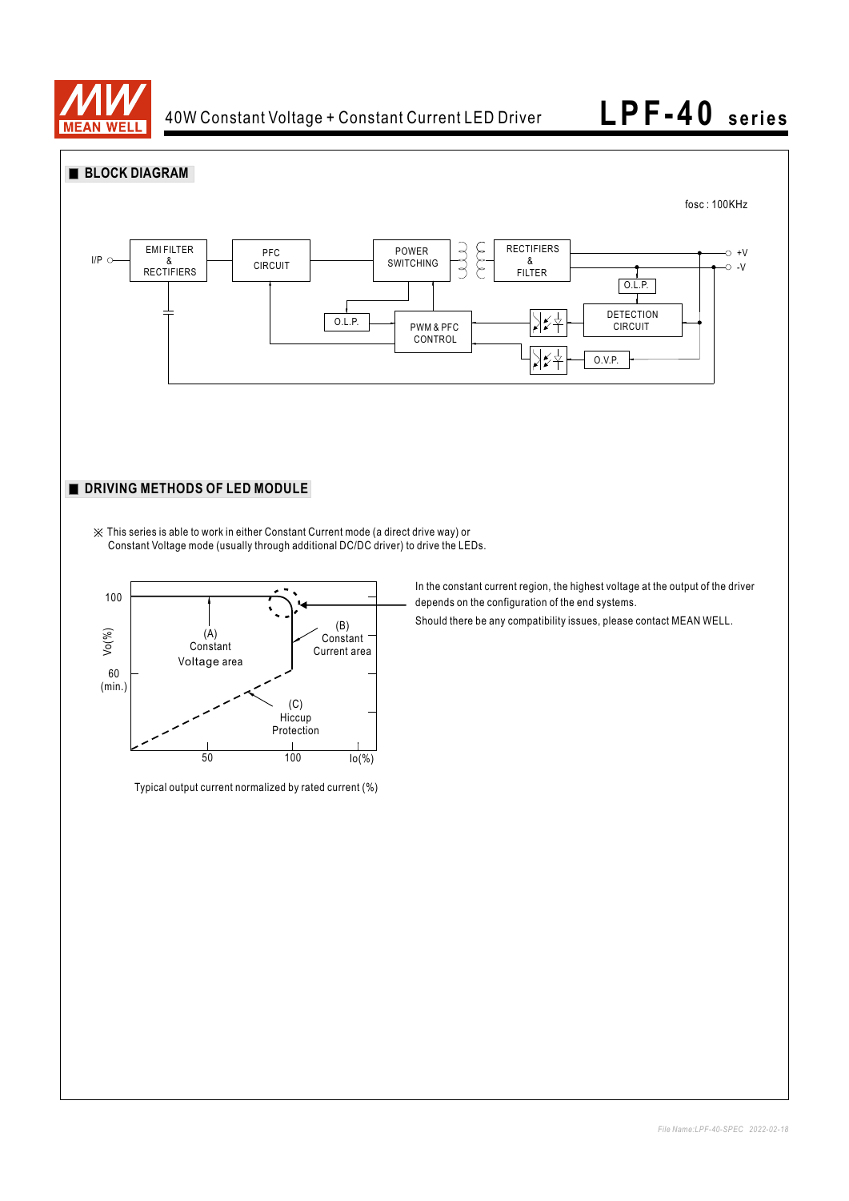## BLOCK DIAGRAM

fosc : 100KHz

I/P — EMI FILTER & RECTIFIERS — PFC CIRCUIT — POWER SWITCHING — RECTIFIERS & FILTER — +V / -V

O.L.P.

PWM & PFC CONTROL

O.L.P.

DETECTION CIRCUIT

O.V.P.

## DRIVING METHODS OF LED MODULE

※ This series is able to work in either Constant Current mode (a direct drive way) or Constant Voltage mode (usually through additional DC/DC driver) to drive the LEDs.

Vo(%): 100, 60 (min.)

(A) Constant Voltage area

(B) Constant Current area

(C) Hiccup Protection

Io(%): 50, 100

Typical output current normalized by rated current (%)

In the constant current region, the highest voltage at the output of the driver depends on the configuration of the end systems.

Should there be any compatibility issues, please contact MEAN WELL.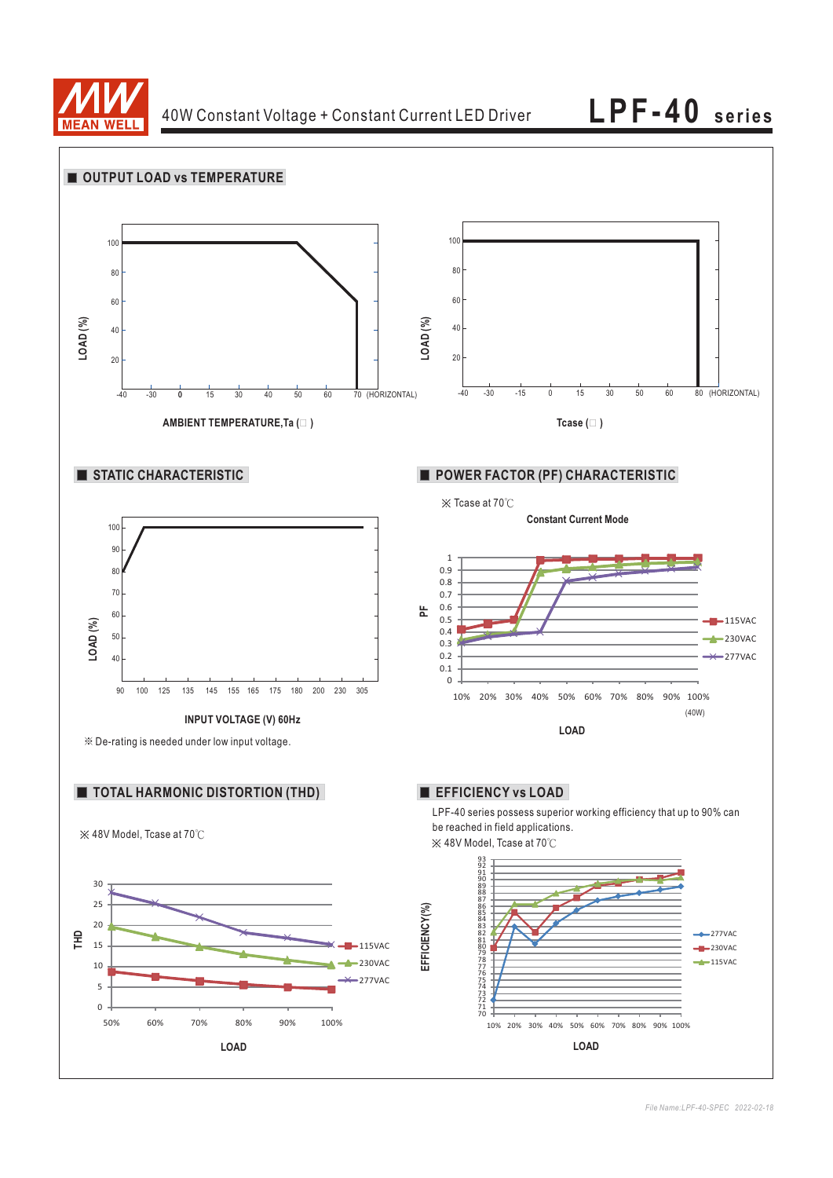# 40W Constant Voltage + Constant Current LED Driver

# LPF-40 series

## OUTPUT LOAD vs TEMPERATURE

LOAD (%)

100, 80, 60, 40, 20

-40 -30 0 15 30 40 50 60 70 (HORIZONTAL)

AMBIENT TEMPERATURE,Ta (℃)

LOAD (%)

100, 80, 60, 40, 20

-40 -30 -15 0 15 30 50 60 80 (HORIZONTAL)

Tcase (℃)

## STATIC CHARACTERISTIC

LOAD (%)

100, 90, 80, 70, 60, 50, 40

90 100 125 135 145 155 165 175 180 200 230 305

INPUT VOLTAGE (V) 60Hz

※ De-rating is needed under low input voltage.

## POWER FACTOR (PF) CHARACTERISTIC

※ Tcase at 70℃

Constant Current Mode

PF

1, 0.9, 0.8, 0.7, 0.6, 0.5, 0.4, 0.3, 0.2, 0.1, 0

10% 20% 30% 40% 50% 60% 70% 80% 90% 100% (40W)

LOAD

115VAC, 230VAC, 277VAC

## TOTAL HARMONIC DISTORTION (THD)

※ 48V Model, Tcase at 70℃

THD

30, 25, 20, 15, 10, 5, 0

50% 60% 70% 80% 90% 100%

LOAD

115VAC, 230VAC, 277VAC

## EFFICIENCY vs LOAD

LPF-40 series possess superior working efficiency that up to 90% can be reached in field applications.

※ 48V Model, Tcase at 70℃

EFFICIENCY(%)

93 ... 70

10% 20% 30% 40% 50% 60% 70% 80% 90% 100%

LOAD

277VAC, 230VAC, 115VAC

File Name:LPF-40-SPEC 2022-02-18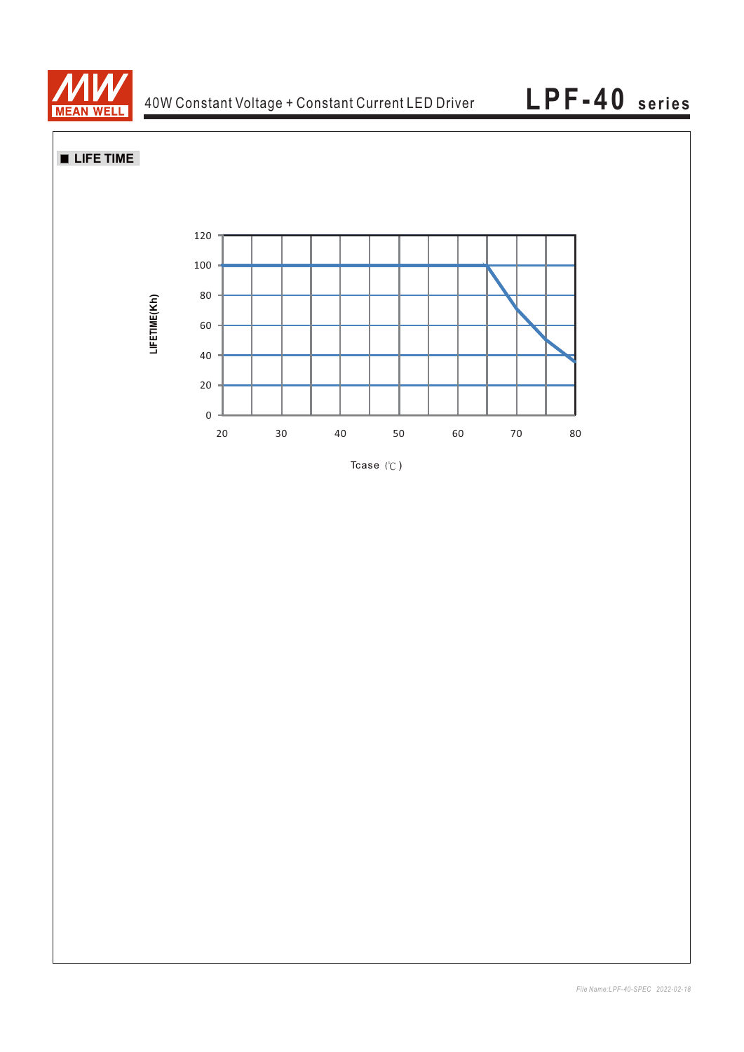## ■ LIFE TIME

LIFETIME(Kh)

120
100
80
60
40
20
0

20 30 40 50 60 70 80

Tcase (℃)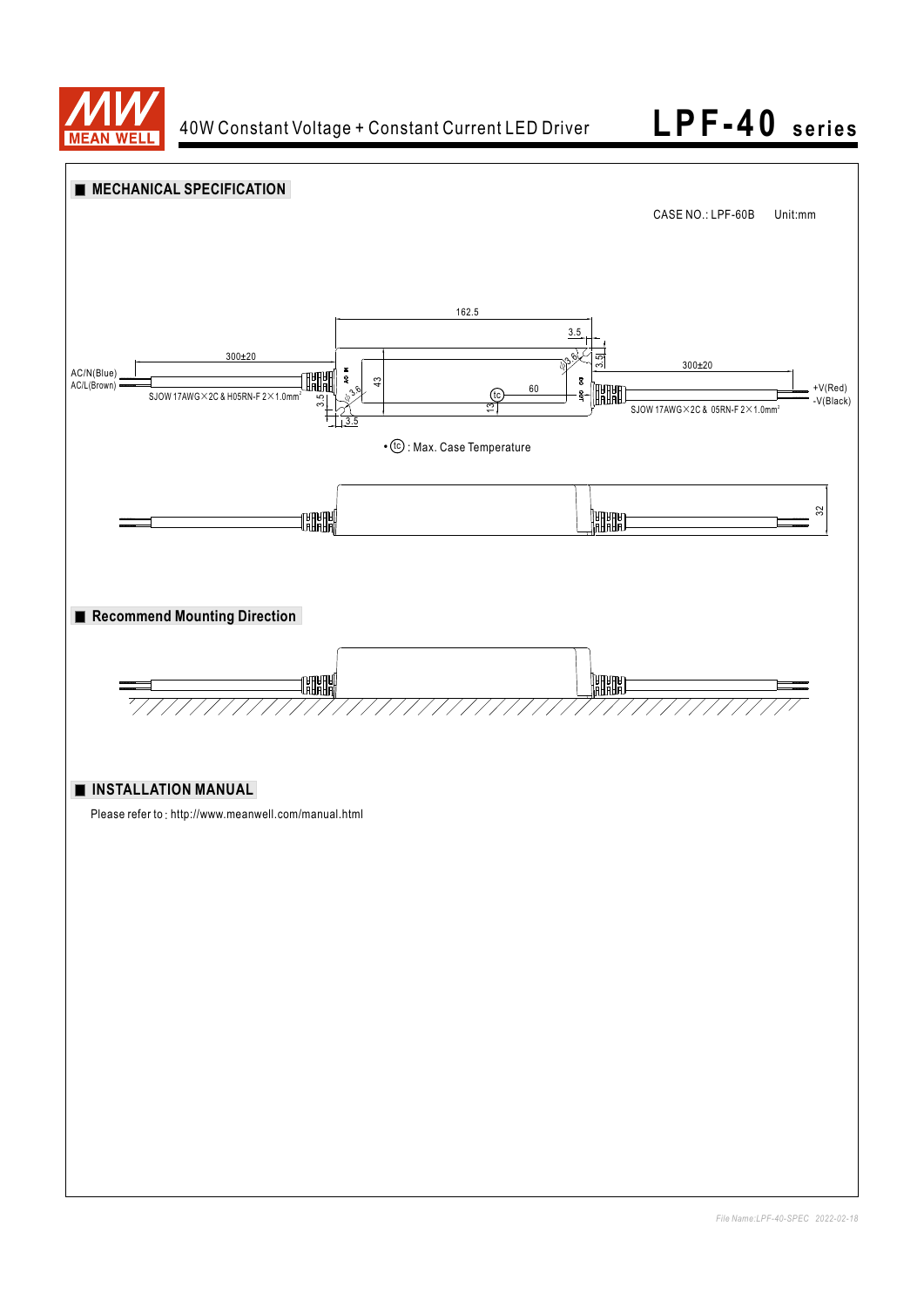## MECHANICAL SPECIFICATION

CASE NO.: LPF-60B Unit:mm

162.5

3.5

300±20

AC/N(Blue)
AC/L(Brown)

SJOW 17AWG×2C & H05RN-F 2×1.0mm²

43

3.5

3.5

ø3.6

ø3.6

3.5

60

13

tc

300±20

+V(Red)
-V(Black)

SJOW 17AWG×2C & 05RN-F 2×1.0mm²

• tc : Max. Case Temperature

32

## Recommend Mounting Direction

## INSTALLATION MANUAL

Please refer to : http://www.meanwell.com/manual.html